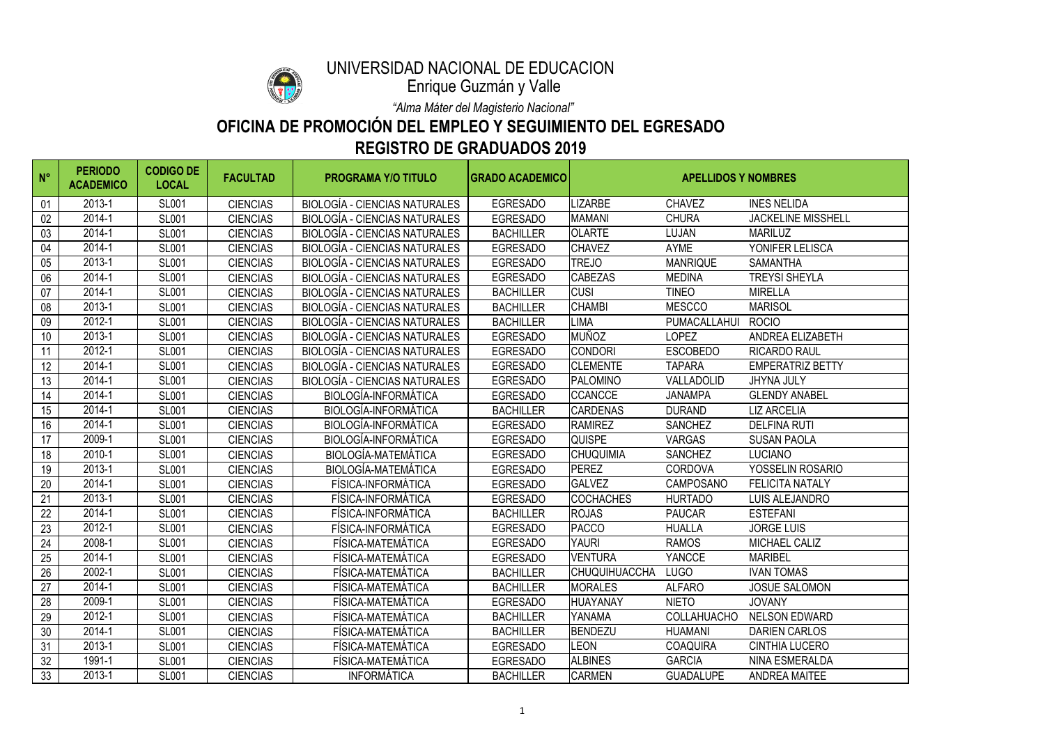# UNIVERSIDAD NACIONAL DE EDUCACION

Enrique Guzmán y Valle

*"Alma Máter del Magisterio Nacional"*

## OFICINA DE PROMOCIÓN DEL EMPLEO Y SEGUIMIENTO DEL EGRESADO

## REGISTRO DE GRADUADOS 2019

| N° | PERIODO ACADEMICO | CODIGO DE LOCAL | FACULTAD | PROGRAMA Y/O TITULO | GRADO ACADEMICO | APELLIDOS Y NOMBRES | | |
|---|---|---|---|---|---|---|---|---|
| 01 | 2013-1 | SL001 | CIENCIAS | BIOLOGÍA - CIENCIAS NATURALES | EGRESADO | LIZARBE | CHAVEZ | INES NELIDA |
| 02 | 2014-1 | SL001 | CIENCIAS | BIOLOGÍA - CIENCIAS NATURALES | EGRESADO | MAMANI | CHURA | JACKELINE MISSHELL |
| 03 | 2014-1 | SL001 | CIENCIAS | BIOLOGÍA - CIENCIAS NATURALES | BACHILLER | OLARTE | LUJAN | MARILUZ |
| 04 | 2014-1 | SL001 | CIENCIAS | BIOLOGÍA - CIENCIAS NATURALES | EGRESADO | CHAVEZ | AYME | YONIFER LELISCA |
| 05 | 2013-1 | SL001 | CIENCIAS | BIOLOGÍA - CIENCIAS NATURALES | EGRESADO | TREJO | MANRIQUE | SAMANTHA |
| 06 | 2014-1 | SL001 | CIENCIAS | BIOLOGÍA - CIENCIAS NATURALES | EGRESADO | CABEZAS | MEDINA | TREYSI SHEYLA |
| 07 | 2014-1 | SL001 | CIENCIAS | BIOLOGÍA - CIENCIAS NATURALES | BACHILLER | CUSI | TINEO | MIRELLA |
| 08 | 2013-1 | SL001 | CIENCIAS | BIOLOGÍA - CIENCIAS NATURALES | BACHILLER | CHAMBI | MESCCO | MARISOL |
| 09 | 2012-1 | SL001 | CIENCIAS | BIOLOGÍA - CIENCIAS NATURALES | BACHILLER | LIMA | PUMACALLAHUI | ROCIO |
| 10 | 2013-1 | SL001 | CIENCIAS | BIOLOGÍA - CIENCIAS NATURALES | EGRESADO | MUÑOZ | LOPEZ | ANDREA ELIZABETH |
| 11 | 2012-1 | SL001 | CIENCIAS | BIOLOGÍA - CIENCIAS NATURALES | EGRESADO | CONDORI | ESCOBEDO | RICARDO RAUL |
| 12 | 2014-1 | SL001 | CIENCIAS | BIOLOGÍA - CIENCIAS NATURALES | EGRESADO | CLEMENTE | TAPARA | EMPERATRIZ BETTY |
| 13 | 2014-1 | SL001 | CIENCIAS | BIOLOGÍA - CIENCIAS NATURALES | EGRESADO | PALOMINO | VALLADOLID | JHYNA JULY |
| 14 | 2014-1 | SL001 | CIENCIAS | BIOLOGÍA-INFORMÁTICA | EGRESADO | CCANCCE | JANAMPA | GLENDY ANABEL |
| 15 | 2014-1 | SL001 | CIENCIAS | BIOLOGÍA-INFORMÁTICA | BACHILLER | CARDENAS | DURAND | LIZ ARCELIA |
| 16 | 2014-1 | SL001 | CIENCIAS | BIOLOGÍA-INFORMÁTICA | EGRESADO | RAMIREZ | SANCHEZ | DELFINA RUTI |
| 17 | 2009-1 | SL001 | CIENCIAS | BIOLOGÍA-INFORMÁTICA | EGRESADO | QUISPE | VARGAS | SUSAN PAOLA |
| 18 | 2010-1 | SL001 | CIENCIAS | BIOLOGÍA-MATEMÁTICA | EGRESADO | CHUQUIMIA | SANCHEZ | LUCIANO |
| 19 | 2013-1 | SL001 | CIENCIAS | BIOLOGÍA-MATEMÁTICA | EGRESADO | PEREZ | CORDOVA | YOSSELIN ROSARIO |
| 20 | 2014-1 | SL001 | CIENCIAS | FÍSICA-INFORMÁTICA | EGRESADO | GALVEZ | CAMPOSANO | FELICITA NATALY |
| 21 | 2013-1 | SL001 | CIENCIAS | FÍSICA-INFORMÁTICA | EGRESADO | COCHACHES | HURTADO | LUIS ALEJANDRO |
| 22 | 2014-1 | SL001 | CIENCIAS | FÍSICA-INFORMÁTICA | BACHILLER | ROJAS | PAUCAR | ESTEFANI |
| 23 | 2012-1 | SL001 | CIENCIAS | FÍSICA-INFORMÁTICA | EGRESADO | PACCO | HUALLA | JORGE LUIS |
| 24 | 2008-1 | SL001 | CIENCIAS | FÍSICA-MATEMÁTICA | EGRESADO | YAURI | RAMOS | MICHAEL CALIZ |
| 25 | 2014-1 | SL001 | CIENCIAS | FÍSICA-MATEMÁTICA | EGRESADO | VENTURA | YANCCE | MARIBEL |
| 26 | 2002-1 | SL001 | CIENCIAS | FÍSICA-MATEMÁTICA | BACHILLER | CHUQUIHUACCHA | LUGO | IVAN TOMAS |
| 27 | 2014-1 | SL001 | CIENCIAS | FÍSICA-MATEMÁTICA | BACHILLER | MORALES | ALFARO | JOSUE SALOMON |
| 28 | 2009-1 | SL001 | CIENCIAS | FÍSICA-MATEMÁTICA | EGRESADO | HUAYANAY | NIETO | JOVANY |
| 29 | 2012-1 | SL001 | CIENCIAS | FÍSICA-MATEMÁTICA | BACHILLER | YANAMA | COLLAHUACHO | NELSON EDWARD |
| 30 | 2014-1 | SL001 | CIENCIAS | FÍSICA-MATEMÁTICA | BACHILLER | BENDEZU | HUAMANI | DARIEN CARLOS |
| 31 | 2013-1 | SL001 | CIENCIAS | FÍSICA-MATEMÁTICA | EGRESADO | LEON | COAQUIRA | CINTHIA LUCERO |
| 32 | 1991-1 | SL001 | CIENCIAS | FÍSICA-MATEMÁTICA | EGRESADO | ALBINES | GARCIA | NINA ESMERALDA |
| 33 | 2013-1 | SL001 | CIENCIAS | INFORMÁTICA | BACHILLER | CARMEN | GUADALUPE | ANDREA MAITEE |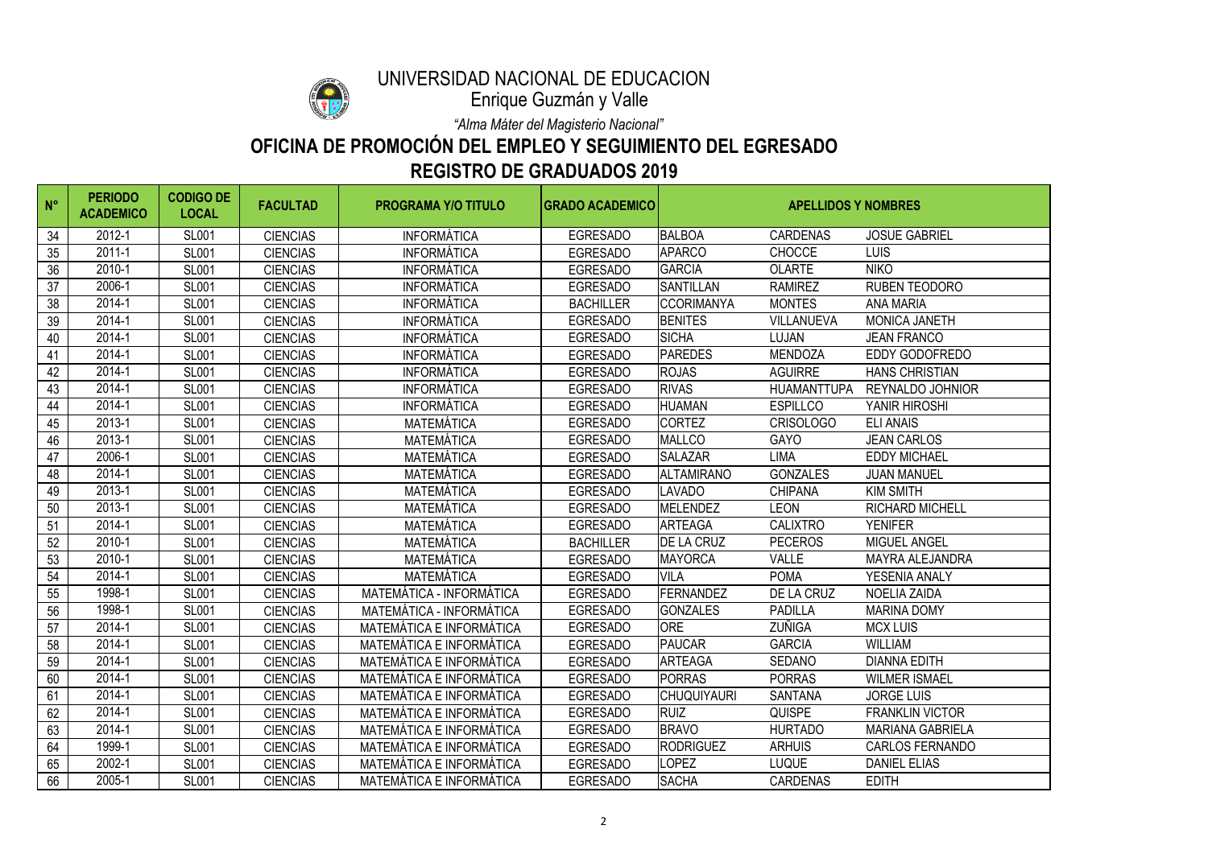UNIVERSIDAD NACIONAL DE EDUCACION

Enrique Guzmán y Valle

*"Alma Máter del Magisterio Nacional"*

## OFICINA DE PROMOCIÓN DEL EMPLEO Y SEGUIMIENTO DEL EGRESADO

## REGISTRO DE GRADUADOS 2019

| N° | PERIODO ACADEMICO | CODIGO DE LOCAL | FACULTAD | PROGRAMA Y/O TITULO | GRADO ACADEMICO | APELLIDOS Y NOMBRES | | |
|---|---|---|---|---|---|---|---|---|
| 34 | 2012-1 | SL001 | CIENCIAS | INFORMÁTICA | EGRESADO | BALBOA | CARDENAS | JOSUE GABRIEL |
| 35 | 2011-1 | SL001 | CIENCIAS | INFORMÁTICA | EGRESADO | APARCO | CHOCCE | LUIS |
| 36 | 2010-1 | SL001 | CIENCIAS | INFORMÁTICA | EGRESADO | GARCIA | OLARTE | NIKO |
| 37 | 2006-1 | SL001 | CIENCIAS | INFORMÁTICA | EGRESADO | SANTILLAN | RAMIREZ | RUBEN TEODORO |
| 38 | 2014-1 | SL001 | CIENCIAS | INFORMÁTICA | BACHILLER | CCORIMANYA | MONTES | ANA MARIA |
| 39 | 2014-1 | SL001 | CIENCIAS | INFORMÁTICA | EGRESADO | BENITES | VILLANUEVA | MONICA JANETH |
| 40 | 2014-1 | SL001 | CIENCIAS | INFORMÁTICA | EGRESADO | SICHA | LUJAN | JEAN FRANCO |
| 41 | 2014-1 | SL001 | CIENCIAS | INFORMÁTICA | EGRESADO | PAREDES | MENDOZA | EDDY GODOFREDO |
| 42 | 2014-1 | SL001 | CIENCIAS | INFORMÁTICA | EGRESADO | ROJAS | AGUIRRE | HANS CHRISTIAN |
| 43 | 2014-1 | SL001 | CIENCIAS | INFORMÁTICA | EGRESADO | RIVAS | HUAMANTTUPA | REYNALDO JOHNIOR |
| 44 | 2014-1 | SL001 | CIENCIAS | INFORMÁTICA | EGRESADO | HUAMAN | ESPILLCO | YANIR HIROSHI |
| 45 | 2013-1 | SL001 | CIENCIAS | MATEMÁTICA | EGRESADO | CORTEZ | CRISOLOGO | ELI ANAIS |
| 46 | 2013-1 | SL001 | CIENCIAS | MATEMÁTICA | EGRESADO | MALLCO | GAYO | JEAN CARLOS |
| 47 | 2006-1 | SL001 | CIENCIAS | MATEMÁTICA | EGRESADO | SALAZAR | LIMA | EDDY MICHAEL |
| 48 | 2014-1 | SL001 | CIENCIAS | MATEMÁTICA | EGRESADO | ALTAMIRANO | GONZALES | JUAN MANUEL |
| 49 | 2013-1 | SL001 | CIENCIAS | MATEMÁTICA | EGRESADO | LAVADO | CHIPANA | KIM SMITH |
| 50 | 2013-1 | SL001 | CIENCIAS | MATEMÁTICA | EGRESADO | MELENDEZ | LEON | RICHARD MICHELL |
| 51 | 2014-1 | SL001 | CIENCIAS | MATEMÁTICA | EGRESADO | ARTEAGA | CALIXTRO | YENIFER |
| 52 | 2010-1 | SL001 | CIENCIAS | MATEMÁTICA | BACHILLER | DE LA CRUZ | PECEROS | MIGUEL ANGEL |
| 53 | 2010-1 | SL001 | CIENCIAS | MATEMÁTICA | EGRESADO | MAYORCA | VALLE | MAYRA ALEJANDRA |
| 54 | 2014-1 | SL001 | CIENCIAS | MATEMÁTICA | EGRESADO | VILA | POMA | YESENIA ANALY |
| 55 | 1998-1 | SL001 | CIENCIAS | MATEMÁTICA - INFORMÁTICA | EGRESADO | FERNANDEZ | DE LA CRUZ | NOELIA ZAIDA |
| 56 | 1998-1 | SL001 | CIENCIAS | MATEMÁTICA - INFORMÁTICA | EGRESADO | GONZALES | PADILLA | MARINA DOMY |
| 57 | 2014-1 | SL001 | CIENCIAS | MATEMÁTICA E INFORMÁTICA | EGRESADO | ORE | ZUÑIGA | MCX LUIS |
| 58 | 2014-1 | SL001 | CIENCIAS | MATEMÁTICA E INFORMÁTICA | EGRESADO | PAUCAR | GARCIA | WILLIAM |
| 59 | 2014-1 | SL001 | CIENCIAS | MATEMÁTICA E INFORMÁTICA | EGRESADO | ARTEAGA | SEDANO | DIANNA EDITH |
| 60 | 2014-1 | SL001 | CIENCIAS | MATEMÁTICA E INFORMÁTICA | EGRESADO | PORRAS | PORRAS | WILMER ISMAEL |
| 61 | 2014-1 | SL001 | CIENCIAS | MATEMÁTICA E INFORMÁTICA | EGRESADO | CHUQUIYAURI | SANTANA | JORGE LUIS |
| 62 | 2014-1 | SL001 | CIENCIAS | MATEMÁTICA E INFORMÁTICA | EGRESADO | RUIZ | QUISPE | FRANKLIN VICTOR |
| 63 | 2014-1 | SL001 | CIENCIAS | MATEMÁTICA E INFORMÁTICA | EGRESADO | BRAVO | HURTADO | MARIANA GABRIELA |
| 64 | 1999-1 | SL001 | CIENCIAS | MATEMÁTICA E INFORMÁTICA | EGRESADO | RODRIGUEZ | ARHUIS | CARLOS FERNANDO |
| 65 | 2002-1 | SL001 | CIENCIAS | MATEMÁTICA E INFORMÁTICA | EGRESADO | LOPEZ | LUQUE | DANIEL ELIAS |
| 66 | 2005-1 | SL001 | CIENCIAS | MATEMÁTICA E INFORMÁTICA | EGRESADO | SACHA | CARDENAS | EDITH |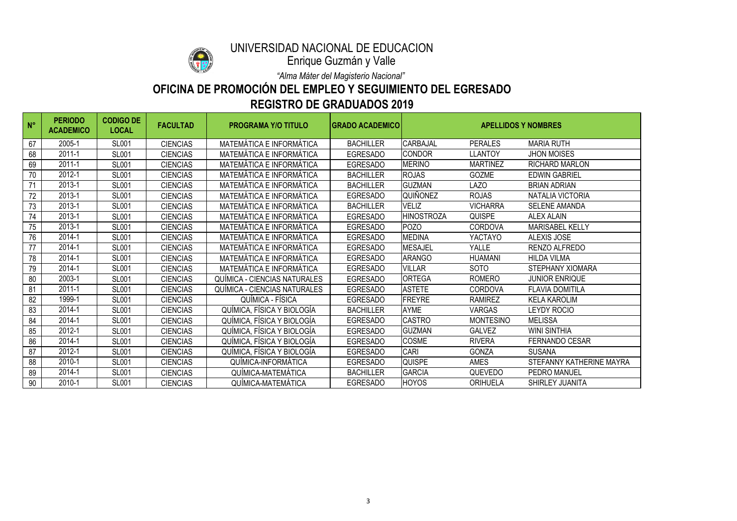UNIVERSIDAD NACIONAL DE EDUCACION

Enrique Guzmán y Valle

*"Alma Máter del Magisterio Nacional"*

# OFICINA DE PROMOCIÓN DEL EMPLEO Y SEGUIMIENTO DEL EGRESADO

## REGISTRO DE GRADUADOS 2019

| N° | PERIODO ACADEMICO | CODIGO DE LOCAL | FACULTAD | PROGRAMA Y/O TITULO | GRADO ACADEMICO | APELLIDOS Y NOMBRES | | |
|---|---|---|---|---|---|---|---|---|
| 67 | 2005-1 | SL001 | CIENCIAS | MATEMÁTICA E INFORMÁTICA | BACHILLER | CARBAJAL | PERALES | MARIA RUTH |
| 68 | 2011-1 | SL001 | CIENCIAS | MATEMÁTICA E INFORMÁTICA | EGRESADO | CONDOR | LLANTOY | JHON MOISES |
| 69 | 2011-1 | SL001 | CIENCIAS | MATEMÁTICA E INFORMÁTICA | EGRESADO | MERINO | MARTINEZ | RICHARD MARLON |
| 70 | 2012-1 | SL001 | CIENCIAS | MATEMÁTICA E INFORMÁTICA | BACHILLER | ROJAS | GOZME | EDWIN GABRIEL |
| 71 | 2013-1 | SL001 | CIENCIAS | MATEMÁTICA E INFORMÁTICA | BACHILLER | GUZMAN | LAZO | BRIAN ADRIAN |
| 72 | 2013-1 | SL001 | CIENCIAS | MATEMÁTICA E INFORMÁTICA | EGRESADO | QUIÑONEZ | ROJAS | NATALIA VICTORIA |
| 73 | 2013-1 | SL001 | CIENCIAS | MATEMÁTICA E INFORMÁTICA | BACHILLER | VELIZ | VICHARRA | SELENE AMANDA |
| 74 | 2013-1 | SL001 | CIENCIAS | MATEMÁTICA E INFORMÁTICA | EGRESADO | HINOSTROZA | QUISPE | ALEX ALAIN |
| 75 | 2013-1 | SL001 | CIENCIAS | MATEMÁTICA E INFORMÁTICA | EGRESADO | POZO | CORDOVA | MARISABEL KELLY |
| 76 | 2014-1 | SL001 | CIENCIAS | MATEMÁTICA E INFORMÁTICA | EGRESADO | MEDINA | YACTAYO | ALEXIS JOSE |
| 77 | 2014-1 | SL001 | CIENCIAS | MATEMÁTICA E INFORMÁTICA | EGRESADO | MESAJEL | YALLE | RENZO ALFREDO |
| 78 | 2014-1 | SL001 | CIENCIAS | MATEMÁTICA E INFORMÁTICA | EGRESADO | ARANGO | HUAMANI | HILDA VILMA |
| 79 | 2014-1 | SL001 | CIENCIAS | MATEMÁTICA E INFORMÁTICA | EGRESADO | VILLAR | SOTO | STEPHANY XIOMARA |
| 80 | 2003-1 | SL001 | CIENCIAS | QUÍMICA - CIENCIAS NATURALES | EGRESADO | ORTEGA | ROMERO | JUNIOR ENRIQUE |
| 81 | 2011-1 | SL001 | CIENCIAS | QUÍMICA - CIENCIAS NATURALES | EGRESADO | ASTETE | CORDOVA | FLAVIA DOMITILA |
| 82 | 1999-1 | SL001 | CIENCIAS | QUÍMICA - FÍSICA | EGRESADO | FREYRE | RAMIREZ | KELA KAROLIM |
| 83 | 2014-1 | SL001 | CIENCIAS | QUÍMICA, FÍSICA Y BIOLOGÍA | BACHILLER | AYME | VARGAS | LEYDY ROCIO |
| 84 | 2014-1 | SL001 | CIENCIAS | QUÍMICA, FÍSICA Y BIOLOGÍA | EGRESADO | CASTRO | MONTESINO | MELISSA |
| 85 | 2012-1 | SL001 | CIENCIAS | QUÍMICA, FÍSICA Y BIOLOGÍA | EGRESADO | GUZMAN | GALVEZ | WINI SINTHIA |
| 86 | 2014-1 | SL001 | CIENCIAS | QUÍMICA, FÍSICA Y BIOLOGÍA | EGRESADO | COSME | RIVERA | FERNANDO CESAR |
| 87 | 2012-1 | SL001 | CIENCIAS | QUÍMICA, FÍSICA Y BIOLOGÍA | EGRESADO | CARI | GONZA | SUSANA |
| 88 | 2010-1 | SL001 | CIENCIAS | QUÍMICA-INFORMÁTICA | EGRESADO | QUISPE | AMES | STEFANNY KATHERINE MAYRA |
| 89 | 2014-1 | SL001 | CIENCIAS | QUÍMICA-MATEMÁTICA | BACHILLER | GARCIA | QUEVEDO | PEDRO MANUEL |
| 90 | 2010-1 | SL001 | CIENCIAS | QUÍMICA-MATEMÁTICA | EGRESADO | HOYOS | ORIHUELA | SHIRLEY JUANITA |